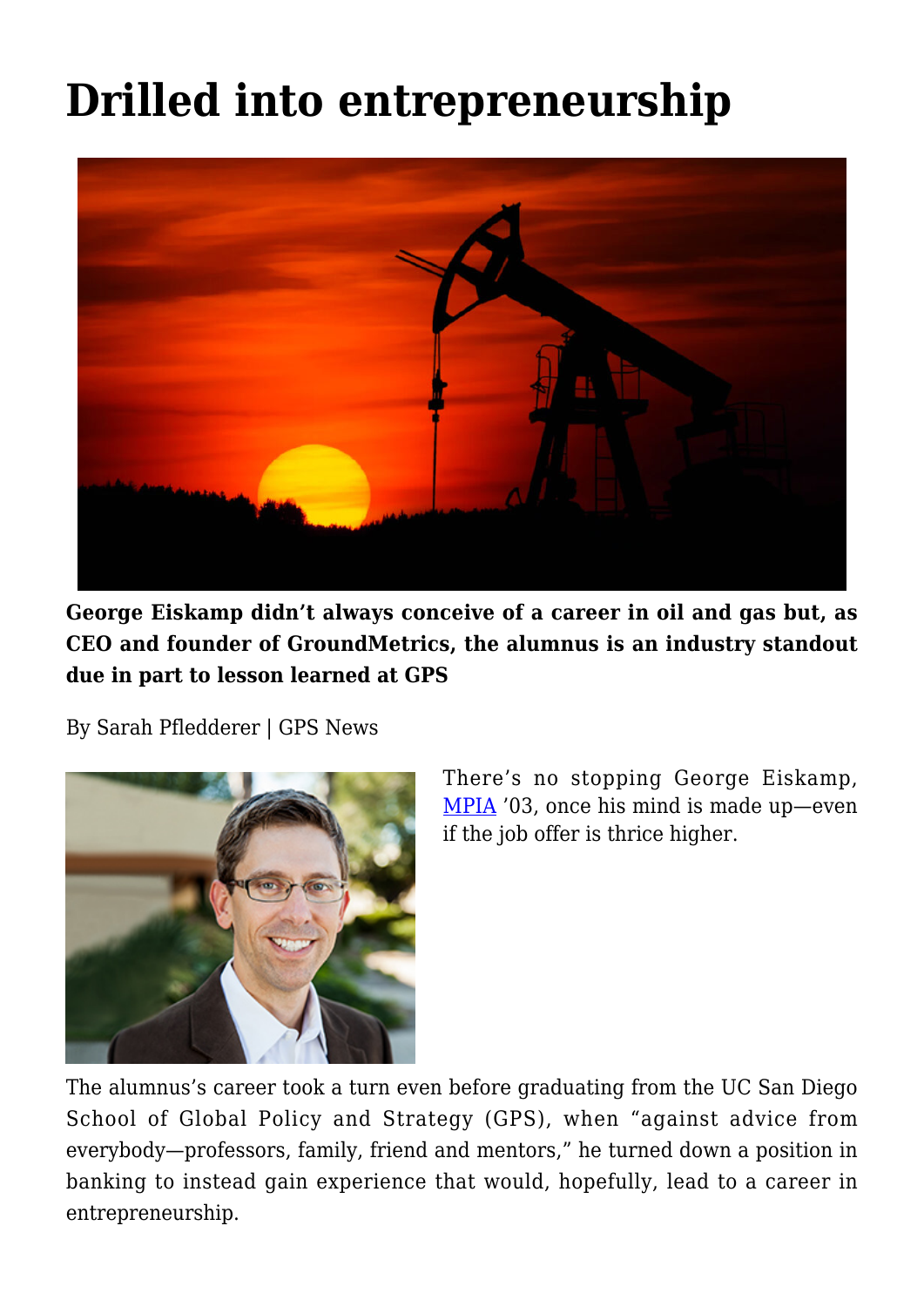# Drilled into entrepreneurship

**George Eiskamp didn't always conceive of a career in oil and gas but, as CEO and founder of GroundMetrics, the alumnus is an industry standout due in part to lesson learned at GPS**

By Sarah Pfledderer | GPS News

There's no stopping George Eiskamp, MPIA '03, once his mind is made up—even if the job offer is thrice higher.

The alumnus's career took a turn even before graduating from the UC San Diego School of Global Policy and Strategy (GPS), when "against advice from everybody—professors, family, friend and mentors," he turned down a position in banking to instead gain experience that would, hopefully, lead to a career in entrepreneurship.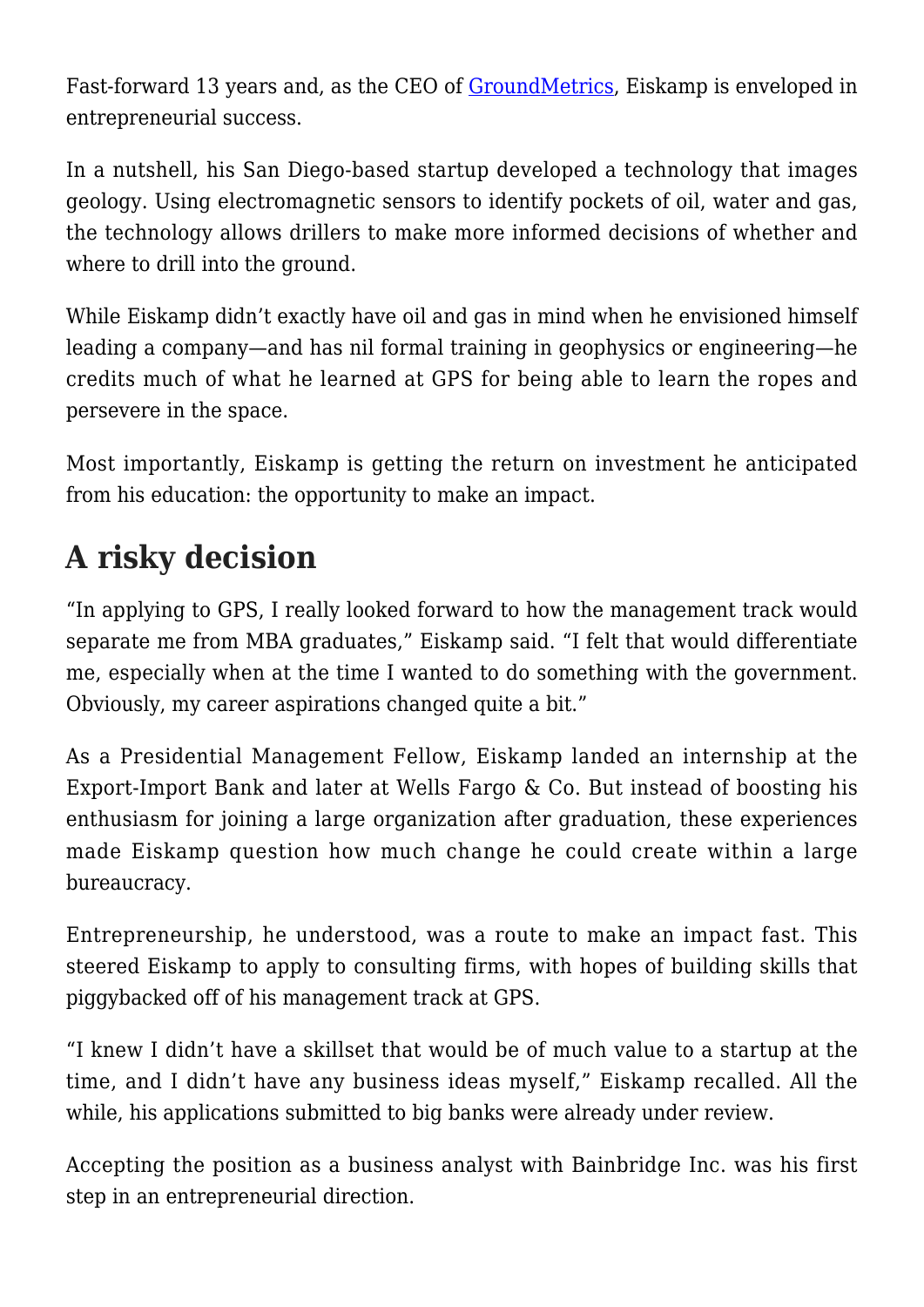Fast-forward 13 years and, as the CEO of [GroundMetrics](), Eiskamp is enveloped in entrepreneurial success.

In a nutshell, his San Diego-based startup developed a technology that images geology. Using electromagnetic sensors to identify pockets of oil, water and gas, the technology allows drillers to make more informed decisions of whether and where to drill into the ground.

While Eiskamp didn't exactly have oil and gas in mind when he envisioned himself leading a company—and has nil formal training in geophysics or engineering—he credits much of what he learned at GPS for being able to learn the ropes and persevere in the space.

Most importantly, Eiskamp is getting the return on investment he anticipated from his education: the opportunity to make an impact.

## A risky decision

"In applying to GPS, I really looked forward to how the management track would separate me from MBA graduates," Eiskamp said. "I felt that would differentiate me, especially when at the time I wanted to do something with the government. Obviously, my career aspirations changed quite a bit."

As a Presidential Management Fellow, Eiskamp landed an internship at the Export-Import Bank and later at Wells Fargo & Co. But instead of boosting his enthusiasm for joining a large organization after graduation, these experiences made Eiskamp question how much change he could create within a large bureaucracy.

Entrepreneurship, he understood, was a route to make an impact fast. This steered Eiskamp to apply to consulting firms, with hopes of building skills that piggybacked off of his management track at GPS.

"I knew I didn't have a skillset that would be of much value to a startup at the time, and I didn't have any business ideas myself," Eiskamp recalled. All the while, his applications submitted to big banks were already under review.

Accepting the position as a business analyst with Bainbridge Inc. was his first step in an entrepreneurial direction.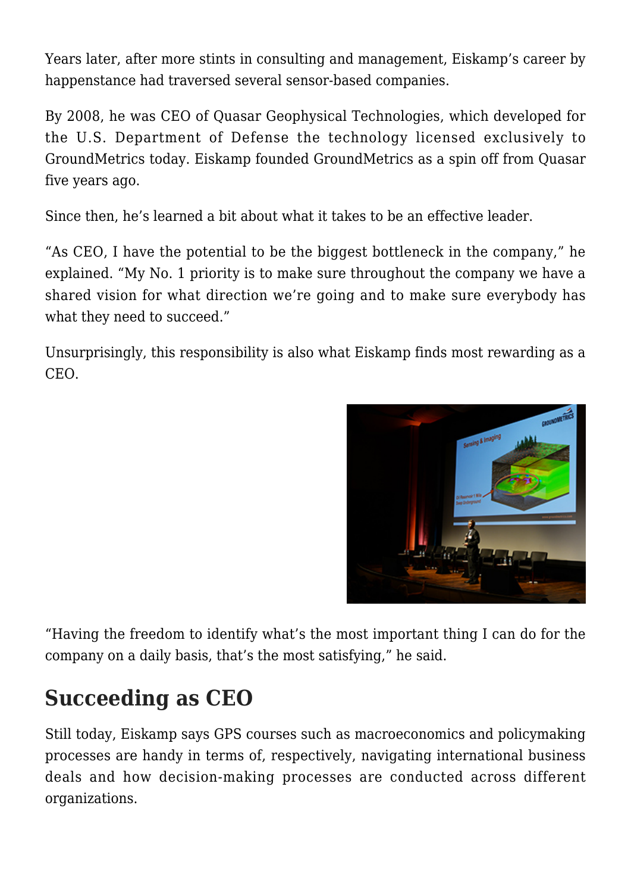Years later, after more stints in consulting and management, Eiskamp's career by happenstance had traversed several sensor-based companies.

By 2008, he was CEO of Quasar Geophysical Technologies, which developed for the U.S. Department of Defense the technology licensed exclusively to GroundMetrics today. Eiskamp founded GroundMetrics as a spin off from Quasar five years ago.

Since then, he's learned a bit about what it takes to be an effective leader.

"As CEO, I have the potential to be the biggest bottleneck in the company," he explained. "My No. 1 priority is to make sure throughout the company we have a shared vision for what direction we're going and to make sure everybody has what they need to succeed."

Unsurprisingly, this responsibility is also what Eiskamp finds most rewarding as a CEO.

"Having the freedom to identify what's the most important thing I can do for the company on a daily basis, that's the most satisfying," he said.

## Succeeding as CEO

Still today, Eiskamp says GPS courses such as macroeconomics and policymaking processes are handy in terms of, respectively, navigating international business deals and how decision-making processes are conducted across different organizations.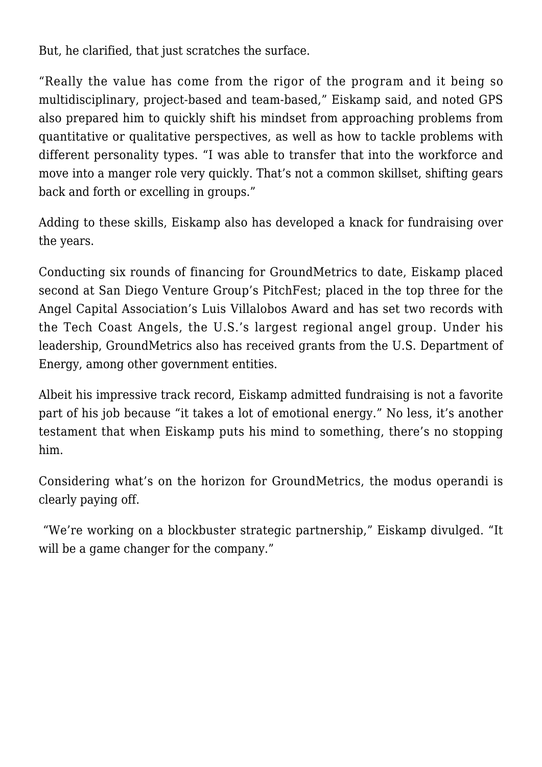But, he clarified, that just scratches the surface.

"Really the value has come from the rigor of the program and it being so multidisciplinary, project-based and team-based," Eiskamp said, and noted GPS also prepared him to quickly shift his mindset from approaching problems from quantitative or qualitative perspectives, as well as how to tackle problems with different personality types. "I was able to transfer that into the workforce and move into a manger role very quickly. That's not a common skillset, shifting gears back and forth or excelling in groups."

Adding to these skills, Eiskamp also has developed a knack for fundraising over the years.

Conducting six rounds of financing for GroundMetrics to date, Eiskamp placed second at San Diego Venture Group's PitchFest; placed in the top three for the Angel Capital Association's Luis Villalobos Award and has set two records with the Tech Coast Angels, the U.S.'s largest regional angel group. Under his leadership, GroundMetrics also has received grants from the U.S. Department of Energy, among other government entities.

Albeit his impressive track record, Eiskamp admitted fundraising is not a favorite part of his job because "it takes a lot of emotional energy." No less, it's another testament that when Eiskamp puts his mind to something, there's no stopping him.

Considering what's on the horizon for GroundMetrics, the modus operandi is clearly paying off.

"We're working on a blockbuster strategic partnership," Eiskamp divulged. "It will be a game changer for the company."